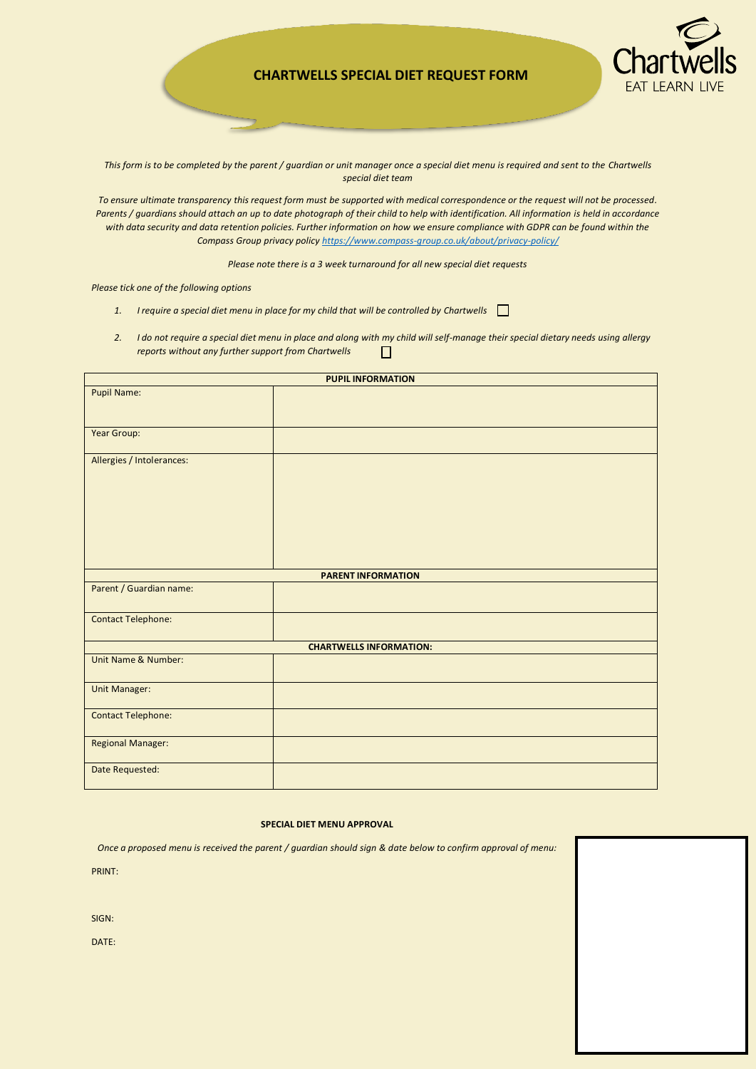# CHARTWELLS SPECIAL DIET REQUEST FORM

Chartwells
EAT LEARN LIVE

*This form is to be completed by the parent / guardian or unit manager once a special diet menu is required and sent to the Chartwells special diet team*

*To ensure ultimate transparency this request form must be supported with medical correspondence or the request will not be processed. Parents / guardians should attach an up to date photograph of their child to help with identification. All information is held in accordance with data security and data retention policies. Further information on how we ensure compliance with GDPR can be found within the Compass Group privacy policy https://www.compass-group.co.uk/about/privacy-policy/*

*Please note there is a 3 week turnaround for all new special diet requests*

*Please tick one of the following options*

1. *I require a special diet menu in place for my child that will be controlled by Chartwells* ☐
2. *I do not require a special diet menu in place and along with my child will self-manage their special dietary needs using allergy reports without any further support from Chartwells* ☐

| **PUPIL INFORMATION** | |
|---|---|
| Pupil Name: | |
| Year Group: | |
| Allergies / Intolerances: | |
| **PARENT INFORMATION** | |
| Parent / Guardian name: | |
| Contact Telephone: | |
| **CHARTWELLS INFORMATION:** | |
| Unit Name & Number: | |
| Unit Manager: | |
| Contact Telephone: | |
| Regional Manager: | |
| Date Requested: | |

**SPECIAL DIET MENU APPROVAL**

*Once a proposed menu is received the parent / guardian should sign & date below to confirm approval of menu:*

PRINT:

SIGN:

DATE: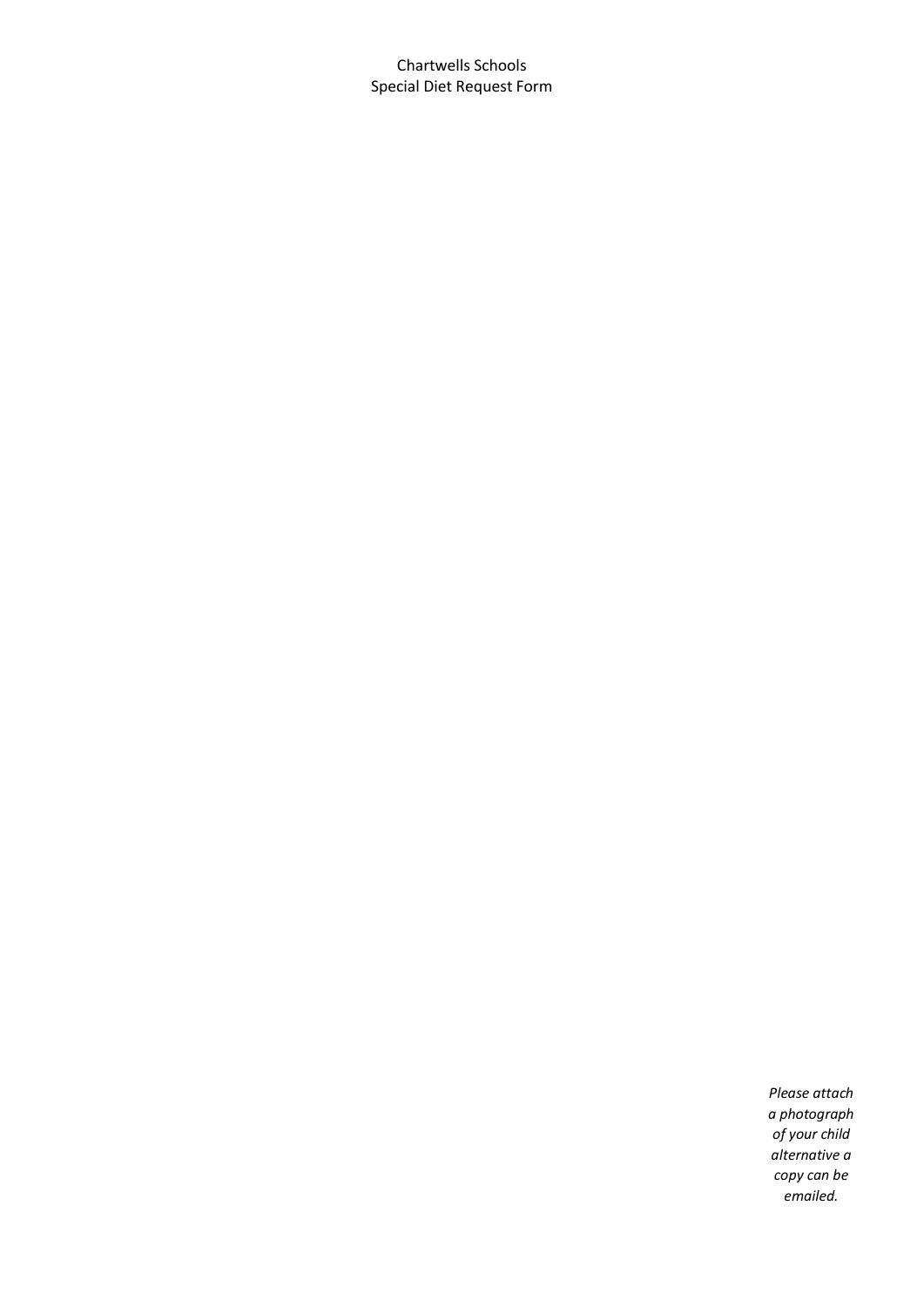Chartwells Schools
Special Diet Request Form

*Please attach a photograph of your child alternative a copy can be emailed.*